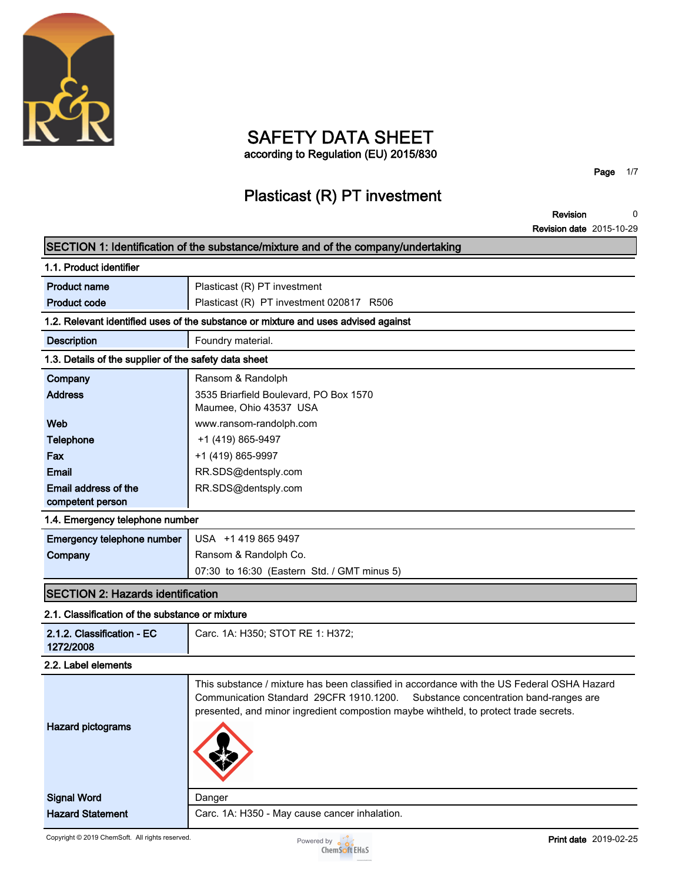# SAFETY DATA SHEET

according to Regulation (EU) 2015/830

## Plasticast (R) PT investment

**Revision** 0
**Revision date** 2015-10-29

## SECTION 1: Identification of the substance/mixture and of the company/undertaking

### 1.1. Product identifier

| | |
|---|---|
| **Product name** | Plasticast (R) PT investment |
| **Product code** | Plasticast (R) PT investment 020817 R506 |

### 1.2. Relevant identified uses of the substance or mixture and uses advised against

| | |
|---|---|
| **Description** | Foundry material. |

### 1.3. Details of the supplier of the safety data sheet

| | |
|---|---|
| **Company** | Ransom & Randolph |
| **Address** | 3535 Briarfield Boulevard, PO Box 1570<br>Maumee, Ohio 43537 USA |
| **Web** | www.ransom-randolph.com |
| **Telephone** | +1 (419) 865-9497 |
| **Fax** | +1 (419) 865-9997 |
| **Email** | RR.SDS@dentsply.com |
| **Email address of the competent person** | RR.SDS@dentsply.com |

### 1.4. Emergency telephone number

| | |
|---|---|
| **Emergency telephone number** | USA +1 419 865 9497 |
| **Company** | Ransom & Randolph Co. |
| | 07:30 to 16:30 (Eastern Std. / GMT minus 5) |

## SECTION 2: Hazards identification

### 2.1. Classification of the substance or mixture

| | |
|---|---|
| **2.1.2. Classification - EC 1272/2008** | Carc. 1A: H350; STOT RE 1: H372; |

### 2.2. Label elements

| | |
|---|---|
| **Hazard pictograms** | This substance / mixture has been classified in accordance with the US Federal OSHA Hazard Communication Standard 29CFR 1910.1200. Substance concentration band-ranges are presented, and minor ingredient compostion maybe wihtheld, to protect trade secrets. |
| **Signal Word** | Danger |
| **Hazard Statement** | Carc. 1A: H350 - May cause cancer inhalation. |

Copyright © 2019 ChemSoft. All rights reserved.

**Print date** 2019-02-25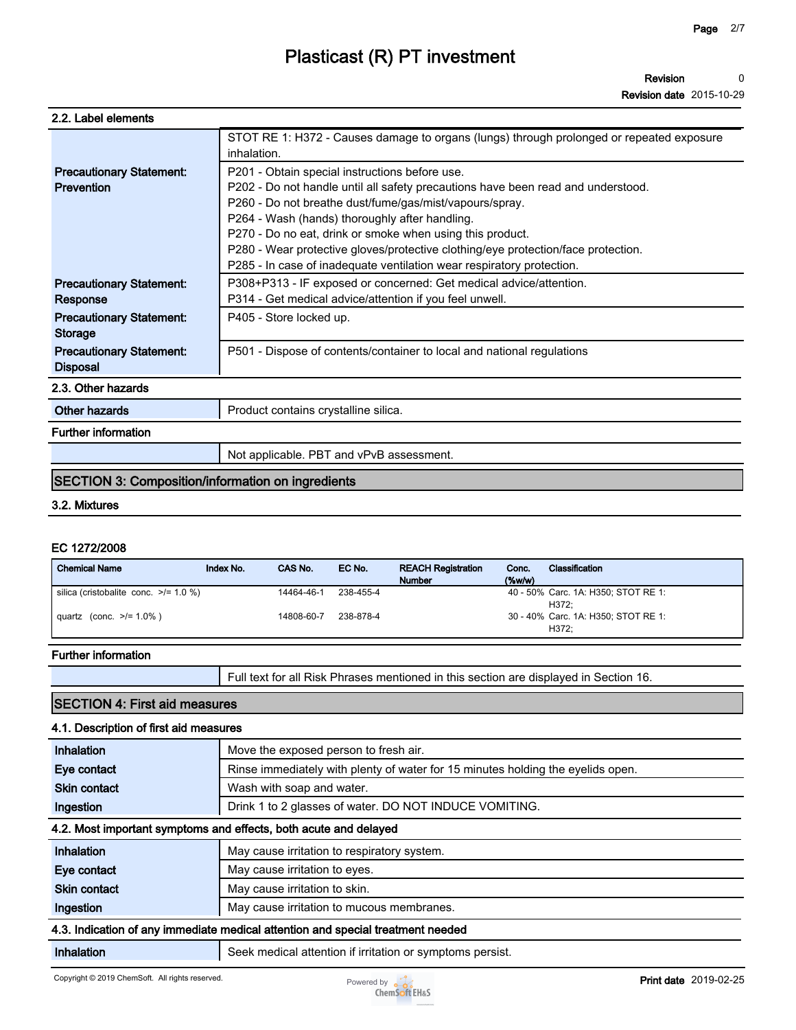### 2.2. Label elements

| | |
|---|---|
| | STOT RE 1: H372 - Causes damage to organs (lungs) through prolonged or repeated exposure inhalation. |
| **Precautionary Statement: Prevention** | P201 - Obtain special instructions before use.<br>P202 - Do not handle until all safety precautions have been read and understood.<br>P260 - Do not breathe dust/fume/gas/mist/vapours/spray.<br>P264 - Wash (hands) thoroughly after handling.<br>P270 - Do no eat, drink or smoke when using this product.<br>P280 - Wear protective gloves/protective clothing/eye protection/face protection.<br>P285 - In case of inadequate ventilation wear respiratory protection. |
| **Precautionary Statement: Response** | P308+P313 - IF exposed or concerned: Get medical advice/attention.<br>P314 - Get medical advice/attention if you feel unwell. |
| **Precautionary Statement: Storage** | P405 - Store locked up. |
| **Precautionary Statement: Disposal** | P501 - Dispose of contents/container to local and national regulations |

### 2.3. Other hazards

| | |
|---|---|
| **Other hazards** | Product contains crystalline silica. |

**Further information**

| | |
|---|---|
| | Not applicable. PBT and vPvB assessment. |

## SECTION 3: Composition/information on ingredients

### 3.2. Mixtures

**EC 1272/2008**

| Chemical Name | Index No. | CAS No. | EC No. | REACH Registration Number | Conc. (%w/w) | Classification |
|---|---|---|---|---|---|---|
| silica (cristobalite conc. >/= 1.0 %) | | 14464-46-1 | 238-455-4 | | 40 - 50% | Carc. 1A: H350; STOT RE 1: H372; |
| quartz (conc. >/= 1.0% ) | | 14808-60-7 | 238-878-4 | | 30 - 40% | Carc. 1A: H350; STOT RE 1: H372; |

**Further information**

| | |
|---|---|
| | Full text for all Risk Phrases mentioned in this section are displayed in Section 16. |

## SECTION 4: First aid measures

### 4.1. Description of first aid measures

| | |
|---|---|
| **Inhalation** | Move the exposed person to fresh air. |
| **Eye contact** | Rinse immediately with plenty of water for 15 minutes holding the eyelids open. |
| **Skin contact** | Wash with soap and water. |
| **Ingestion** | Drink 1 to 2 glasses of water. DO NOT INDUCE VOMITING. |

### 4.2. Most important symptoms and effects, both acute and delayed

| | |
|---|---|
| **Inhalation** | May cause irritation to respiratory system. |
| **Eye contact** | May cause irritation to eyes. |
| **Skin contact** | May cause irritation to skin. |
| **Ingestion** | May cause irritation to mucous membranes. |

### 4.3. Indication of any immediate medical attention and special treatment needed

| | |
|---|---|
| **Inhalation** | Seek medical attention if irritation or symptoms persist. |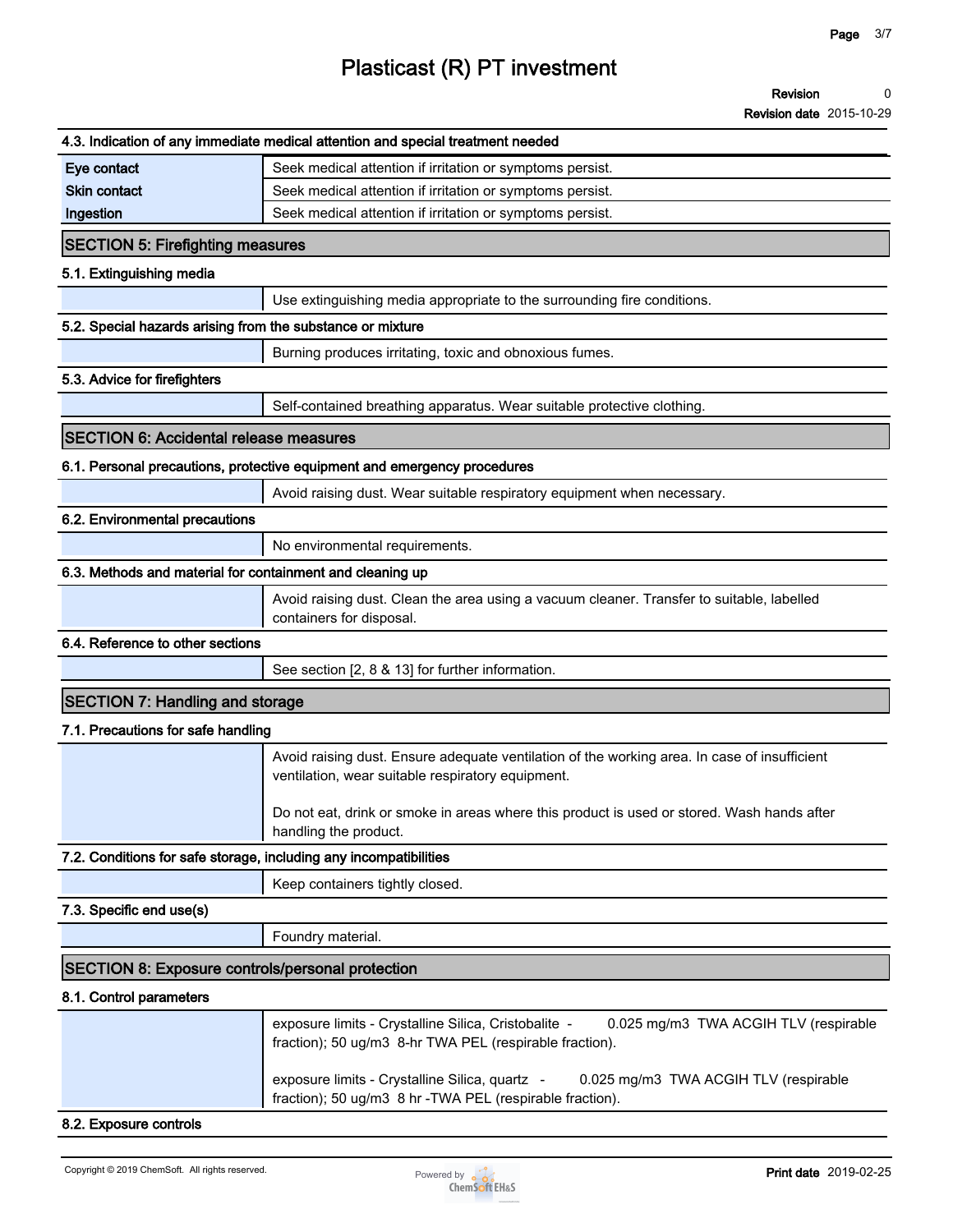### 4.3. Indication of any immediate medical attention and special treatment needed

| | |
|---|---|
| **Eye contact** | Seek medical attention if irritation or symptoms persist. |
| **Skin contact** | Seek medical attention if irritation or symptoms persist. |
| **Ingestion** | Seek medical attention if irritation or symptoms persist. |

## SECTION 5: Firefighting measures

### 5.1. Extinguishing media

Use extinguishing media appropriate to the surrounding fire conditions.

### 5.2. Special hazards arising from the substance or mixture

Burning produces irritating, toxic and obnoxious fumes.

### 5.3. Advice for firefighters

Self-contained breathing apparatus. Wear suitable protective clothing.

## SECTION 6: Accidental release measures

### 6.1. Personal precautions, protective equipment and emergency procedures

Avoid raising dust. Wear suitable respiratory equipment when necessary.

### 6.2. Environmental precautions

No environmental requirements.

### 6.3. Methods and material for containment and cleaning up

Avoid raising dust. Clean the area using a vacuum cleaner. Transfer to suitable, labelled containers for disposal.

### 6.4. Reference to other sections

See section [2, 8 & 13] for further information.

## SECTION 7: Handling and storage

### 7.1. Precautions for safe handling

Avoid raising dust. Ensure adequate ventilation of the working area. In case of insufficient ventilation, wear suitable respiratory equipment.

Do not eat, drink or smoke in areas where this product is used or stored. Wash hands after handling the product.

### 7.2. Conditions for safe storage, including any incompatibilities

Keep containers tightly closed.

### 7.3. Specific end use(s)

Foundry material.

## SECTION 8: Exposure controls/personal protection

### 8.1. Control parameters

exposure limits - Crystalline Silica, Cristobalite - 0.025 mg/m3 TWA ACGIH TLV (respirable fraction); 50 ug/m3 8-hr TWA PEL (respirable fraction).

exposure limits - Crystalline Silica, quartz - 0.025 mg/m3 TWA ACGIH TLV (respirable fraction); 50 ug/m3 8 hr -TWA PEL (respirable fraction).

### 8.2. Exposure controls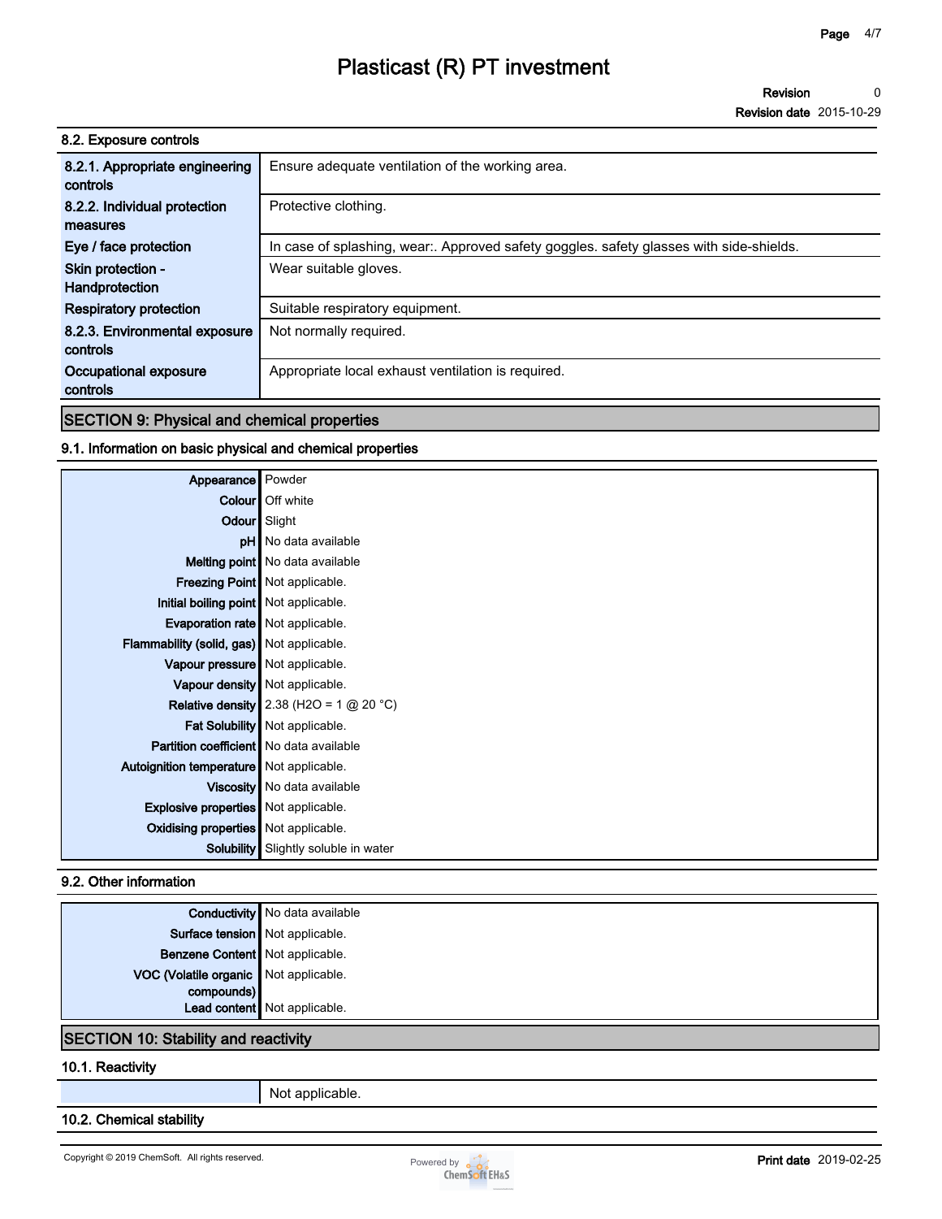### 8.2. Exposure controls

| | |
|---|---|
| 8.2.1. Appropriate engineering controls | Ensure adequate ventilation of the working area. |
| 8.2.2. Individual protection measures | Protective clothing. |
| Eye / face protection | In case of splashing, wear:. Approved safety goggles. safety glasses with side-shields. |
| Skin protection - Handprotection | Wear suitable gloves. |
| Respiratory protection | Suitable respiratory equipment. |
| 8.2.3. Environmental exposure controls | Not normally required. |
| Occupational exposure controls | Appropriate local exhaust ventilation is required. |

## SECTION 9: Physical and chemical properties

### 9.1. Information on basic physical and chemical properties

| | |
|---|---|
| Appearance | Powder |
| Colour | Off white |
| Odour | Slight |
| pH | No data available |
| Melting point | No data available |
| Freezing Point | Not applicable. |
| Initial boiling point | Not applicable. |
| Evaporation rate | Not applicable. |
| Flammability (solid, gas) | Not applicable. |
| Vapour pressure | Not applicable. |
| Vapour density | Not applicable. |
| Relative density | 2.38 ($H_2O$ = 1 @ 20 °C) |
| Fat Solubility | Not applicable. |
| Partition coefficient | No data available |
| Autoignition temperature | Not applicable. |
| Viscosity | No data available |
| Explosive properties | Not applicable. |
| Oxidising properties | Not applicable. |
| Solubility | Slightly soluble in water |

### 9.2. Other information

| | |
|---|---|
| Conductivity | No data available |
| Surface tension | Not applicable. |
| Benzene Content | Not applicable. |
| VOC (Volatile organic compounds) | Not applicable. |
| Lead content | Not applicable. |

## SECTION 10: Stability and reactivity

### 10.1. Reactivity

| | |
|---|---|
| | Not applicable. |

### 10.2. Chemical stability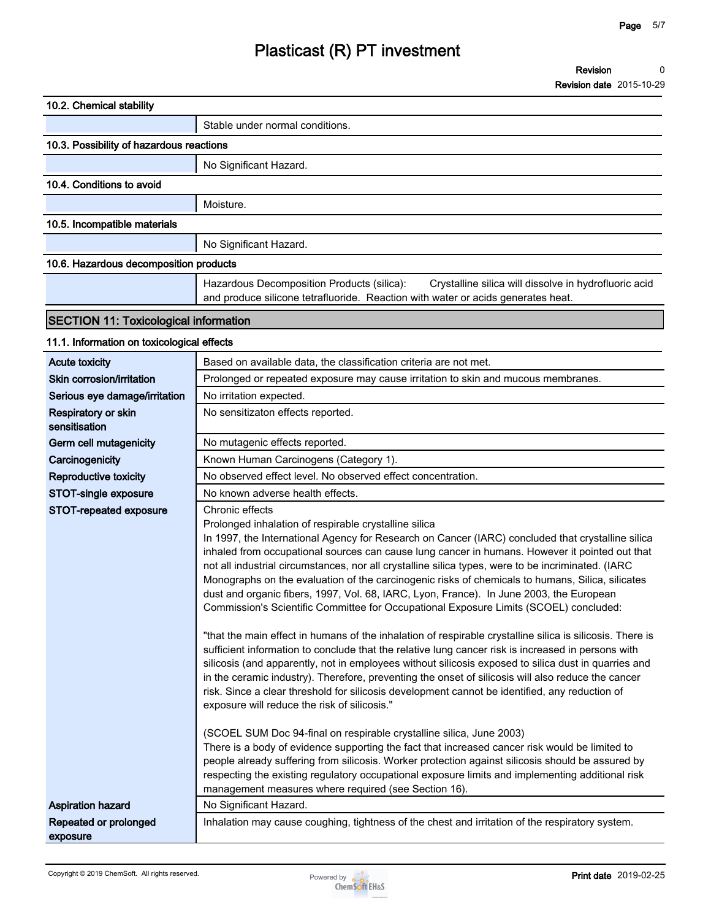### 10.2. Chemical stability

| | |
|---|---|
| | Stable under normal conditions. |

### 10.3. Possibility of hazardous reactions

| | |
|---|---|
| | No Significant Hazard. |

### 10.4. Conditions to avoid

| | |
|---|---|
| | Moisture. |

### 10.5. Incompatible materials

| | |
|---|---|
| | No Significant Hazard. |

### 10.6. Hazardous decomposition products

| | |
|---|---|
| | Hazardous Decomposition Products (silica): Crystalline silica will dissolve in hydrofluoric acid and produce silicone tetrafluoride. Reaction with water or acids generates heat. |

## SECTION 11: Toxicological information

### 11.1. Information on toxicological effects

| | |
|---|---|
| **Acute toxicity** | Based on available data, the classification criteria are not met. |
| **Skin corrosion/irritation** | Prolonged or repeated exposure may cause irritation to skin and mucous membranes. |
| **Serious eye damage/irritation** | No irritation expected. |
| **Respiratory or skin sensitisation** | No sensitizaton effects reported. |
| **Germ cell mutagenicity** | No mutagenic effects reported. |
| **Carcinogenicity** | Known Human Carcinogens (Category 1). |
| **Reproductive toxicity** | No observed effect level. No observed effect concentration. |
| **STOT-single exposure** | No known adverse health effects. |
| **STOT-repeated exposure** | Chronic effects<br>Prolonged inhalation of respirable crystalline silica<br>In 1997, the International Agency for Research on Cancer (IARC) concluded that crystalline silica inhaled from occupational sources can cause lung cancer in humans. However it pointed out that not all industrial circumstances, nor all crystalline silica types, were to be incriminated. (IARC Monographs on the evaluation of the carcinogenic risks of chemicals to humans, Silica, silicates dust and organic fibers, 1997, Vol. 68, IARC, Lyon, France). In June 2003, the European Commission's Scientific Committee for Occupational Exposure Limits (SCOEL) concluded:<br><br>"that the main effect in humans of the inhalation of respirable crystalline silica is silicosis. There is sufficient information to conclude that the relative lung cancer risk is increased in persons with silicosis (and apparently, not in employees without silicosis exposed to silica dust in quarries and in the ceramic industry). Therefore, preventing the onset of silicosis will also reduce the cancer risk. Since a clear threshold for silicosis development cannot be identified, any reduction of exposure will reduce the risk of silicosis."<br><br>(SCOEL SUM Doc 94-final on respirable crystalline silica, June 2003)<br>There is a body of evidence supporting the fact that increased cancer risk would be limited to people already suffering from silicosis. Worker protection against silicosis should be assured by respecting the existing regulatory occupational exposure limits and implementing additional risk management measures where required (see Section 16). |
| **Aspiration hazard** | No Significant Hazard. |
| **Repeated or prolonged exposure** | Inhalation may cause coughing, tightness of the chest and irritation of the respiratory system. |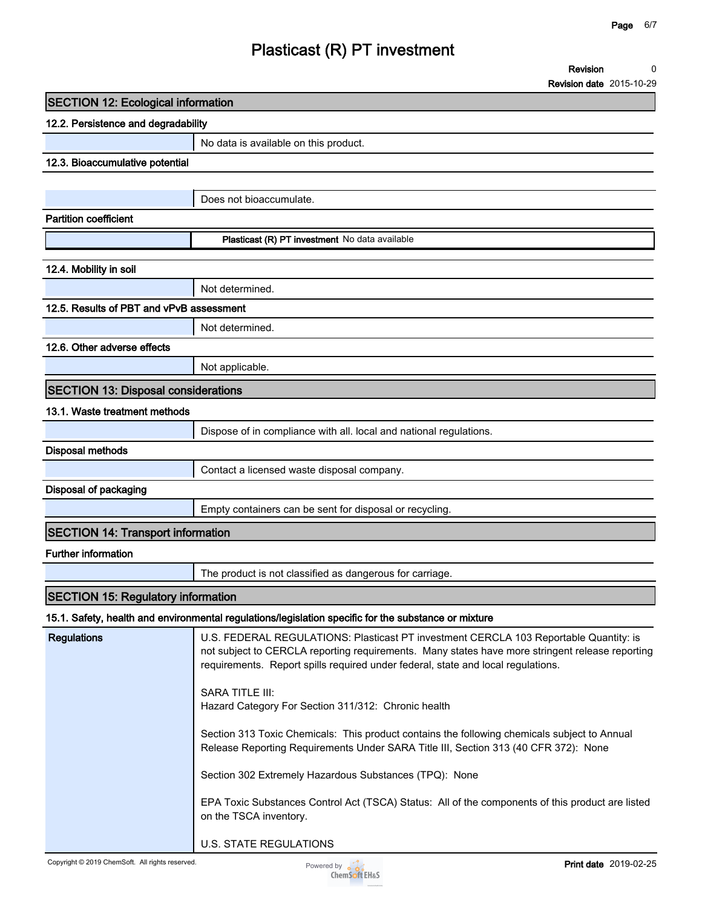## SECTION 12: Ecological information

### 12.2. Persistence and degradability

| | |
|---|---|
| | No data is available on this product. |

### 12.3. Bioaccumulative potential

| | |
|---|---|
| | Does not bioaccumulate. |

**Partition coefficient**

| | |
|---|---|
| | **Plasticast (R) PT investment** No data available |

### 12.4. Mobility in soil

| | |
|---|---|
| | Not determined. |

### 12.5. Results of PBT and vPvB assessment

| | |
|---|---|
| | Not determined. |

### 12.6. Other adverse effects

| | |
|---|---|
| | Not applicable. |

## SECTION 13: Disposal considerations

### 13.1. Waste treatment methods

| | |
|---|---|
| | Dispose of in compliance with all. local and national regulations. |

**Disposal methods**

| | |
|---|---|
| | Contact a licensed waste disposal company. |

**Disposal of packaging**

| | |
|---|---|
| | Empty containers can be sent for disposal or recycling. |

## SECTION 14: Transport information

**Further information**

| | |
|---|---|
| | The product is not classified as dangerous for carriage. |

## SECTION 15: Regulatory information

### 15.1. Safety, health and environmental regulations/legislation specific for the substance or mixture

**Regulations**

U.S. FEDERAL REGULATIONS: Plasticast PT investment CERCLA 103 Reportable Quantity: is not subject to CERCLA reporting requirements. Many states have more stringent release reporting requirements. Report spills required under federal, state and local regulations.

SARA TITLE III:
Hazard Category For Section 311/312: Chronic health

Section 313 Toxic Chemicals: This product contains the following chemicals subject to Annual Release Reporting Requirements Under SARA Title III, Section 313 (40 CFR 372): None

Section 302 Extremely Hazardous Substances (TPQ): None

EPA Toxic Substances Control Act (TSCA) Status: All of the components of this product are listed on the TSCA inventory.

U.S. STATE REGULATIONS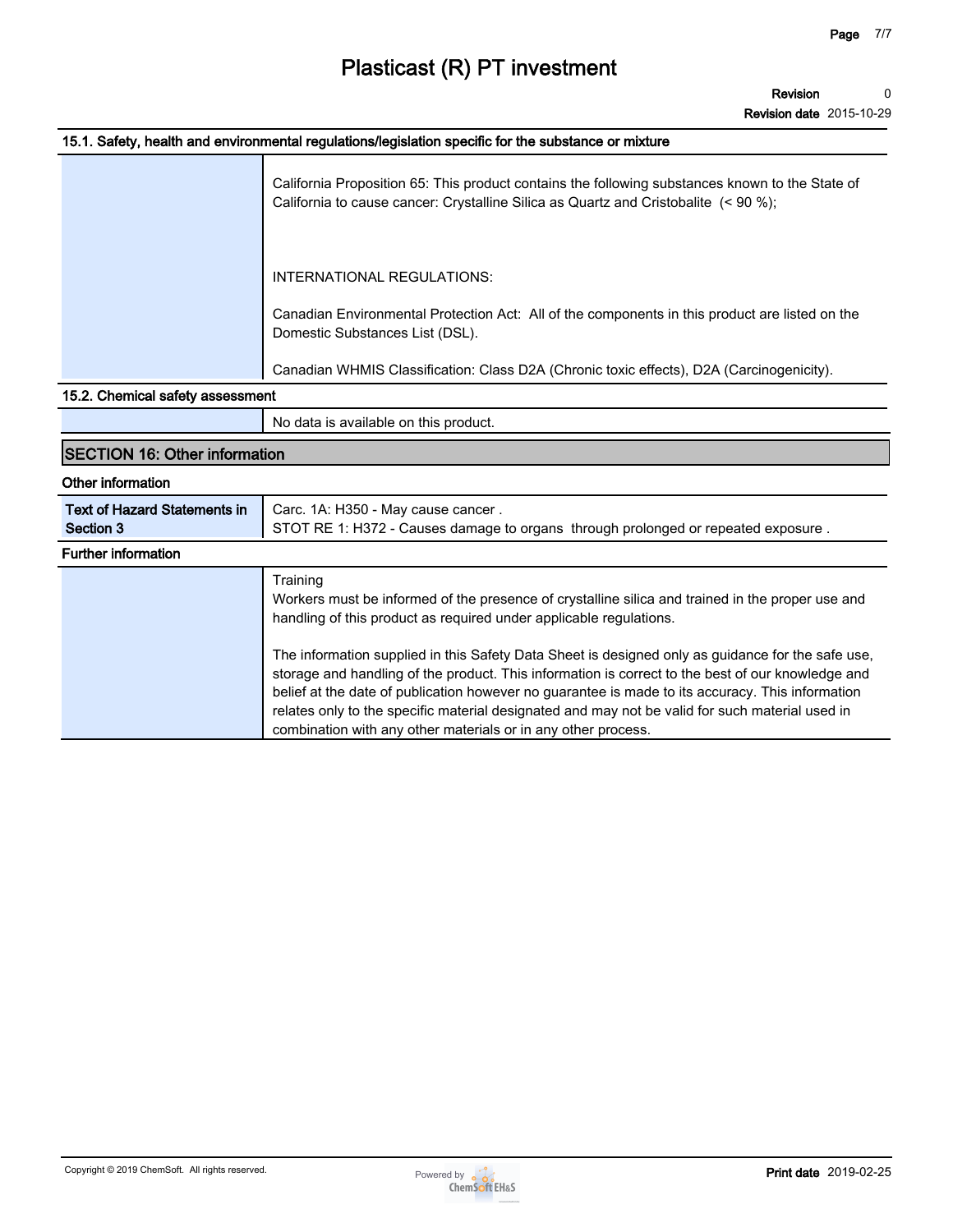## 15.1. Safety, health and environmental regulations/legislation specific for the substance or mixture

California Proposition 65: This product contains the following substances known to the State of California to cause cancer: Crystalline Silica as Quartz and Cristobalite (< 90 %);

INTERNATIONAL REGULATIONS:

Canadian Environmental Protection Act: All of the components in this product are listed on the Domestic Substances List (DSL).

Canadian WHMIS Classification: Class D2A (Chronic toxic effects), D2A (Carcinogenicity).

## 15.2. Chemical safety assessment

No data is available on this product.

# SECTION 16: Other information

### Other information

| | |
|---|---|
| **Text of Hazard Statements in Section 3** | Carc. 1A: H350 - May cause cancer .<br>STOT RE 1: H372 - Causes damage to organs through prolonged or repeated exposure . |

### Further information

Training
Workers must be informed of the presence of crystalline silica and trained in the proper use and handling of this product as required under applicable regulations.

The information supplied in this Safety Data Sheet is designed only as guidance for the safe use, storage and handling of the product. This information is correct to the best of our knowledge and belief at the date of publication however no guarantee is made to its accuracy. This information relates only to the specific material designated and may not be valid for such material used in combination with any other materials or in any other process.